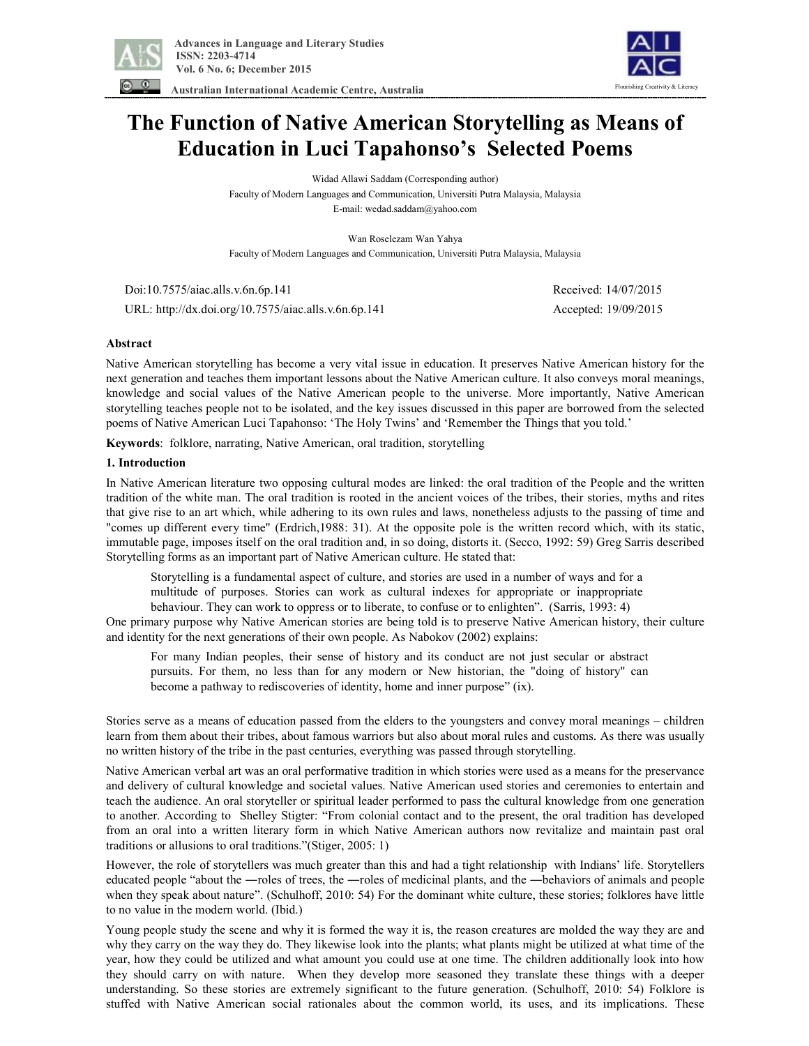# The Function of Native American Storytelling as Means of Education in Luci Tapahonso's Selected Poems

Widad Allawi Saddam (Corresponding author)
Faculty of Modern Languages and Communication, Universiti Putra Malaysia, Malaysia
E-mail: wedad.saddam@yahoo.com

Wan Roselezam Wan Yahya
Faculty of Modern Languages and Communication, Universiti Putra Malaysia, Malaysia

Doi:10.7575/aiac.alls.v.6n.6p.141 Received: 14/07/2015
URL: http://dx.doi.org/10.7575/aiac.alls.v.6n.6p.141 Accepted: 19/09/2015

## Abstract

Native American storytelling has become a very vital issue in education. It preserves Native American history for the next generation and teaches them important lessons about the Native American culture. It also conveys moral meanings, knowledge and social values of the Native American people to the universe. More importantly, Native American storytelling teaches people not to be isolated, and the key issues discussed in this paper are borrowed from the selected poems of Native American Luci Tapahonso: 'The Holy Twins' and 'Remember the Things that you told.'

**Keywords**: folklore, narrating, Native American, oral tradition, storytelling

## 1. Introduction

In Native American literature two opposing cultural modes are linked: the oral tradition of the People and the written tradition of the white man. The oral tradition is rooted in the ancient voices of the tribes, their stories, myths and rites that give rise to an art which, while adhering to its own rules and laws, nonetheless adjusts to the passing of time and "comes up different every time" (Erdrich,1988: 31). At the opposite pole is the written record which, with its static, immutable page, imposes itself on the oral tradition and, in so doing, distorts it. (Secco, 1992: 59) Greg Sarris described Storytelling forms as an important part of Native American culture. He stated that:

> Storytelling is a fundamental aspect of culture, and stories are used in a number of ways and for a multitude of purposes. Stories can work as cultural indexes for appropriate or inappropriate behaviour. They can work to oppress or to liberate, to confuse or to enlighten". (Sarris, 1993: 4)

One primary purpose why Native American stories are being told is to preserve Native American history, their culture and identity for the next generations of their own people. As Nabokov (2002) explains:

> For many Indian peoples, their sense of history and its conduct are not just secular or abstract pursuits. For them, no less than for any modern or New historian, the "doing of history" can become a pathway to rediscoveries of identity, home and inner purpose" (ix).

Stories serve as a means of education passed from the elders to the youngsters and convey moral meanings – children learn from them about their tribes, about famous warriors but also about moral rules and customs. As there was usually no written history of the tribe in the past centuries, everything was passed through storytelling.

Native American verbal art was an oral performative tradition in which stories were used as a means for the preservance and delivery of cultural knowledge and societal values. Native American used stories and ceremonies to entertain and teach the audience. An oral storyteller or spiritual leader performed to pass the cultural knowledge from one generation to another. According to Shelley Stigter: "From colonial contact and to the present, the oral tradition has developed from an oral into a written literary form in which Native American authors now revitalize and maintain past oral traditions or allusions to oral traditions."(Stiger, 2005: 1)

However, the role of storytellers was much greater than this and had a tight relationship with Indians' life. Storytellers educated people "about the ―roles of trees, the ―roles of medicinal plants, and the ―behaviors of animals and people when they speak about nature". (Schulhoff, 2010: 54) For the dominant white culture, these stories; folklores have little to no value in the modern world. (Ibid.)

Young people study the scene and why it is formed the way it is, the reason creatures are molded the way they are and why they carry on the way they do. They likewise look into the plants; what plants might be utilized at what time of the year, how they could be utilized and what amount you could use at one time. The children additionally look into how they should carry on with nature. When they develop more seasoned they translate these things with a deeper understanding. So these stories are extremely significant to the future generation. (Schulhoff, 2010: 54) Folklore is stuffed with Native American social rationales about the common world, its uses, and its implications. These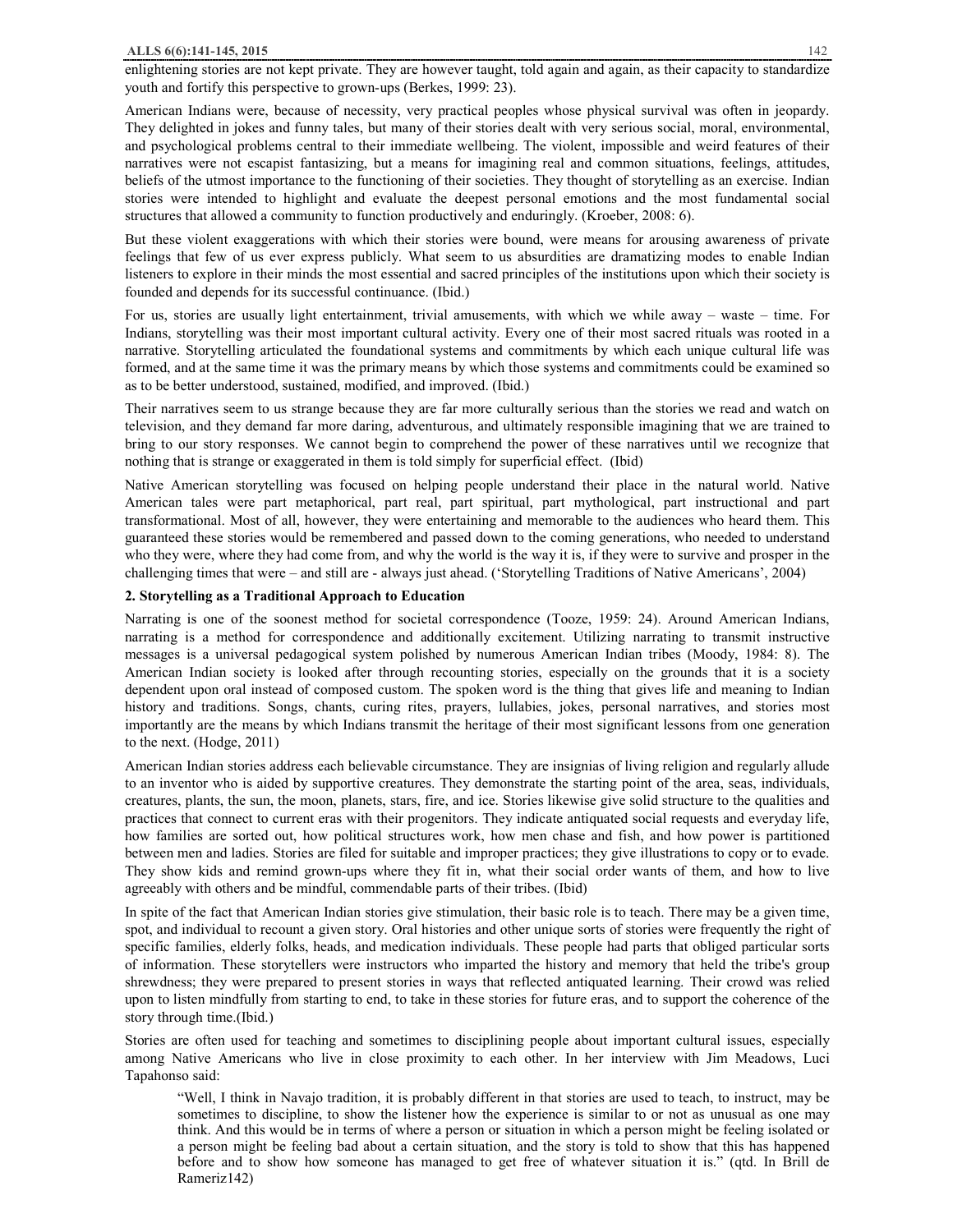enlightening stories are not kept private. They are however taught, told again and again, as their capacity to standardize youth and fortify this perspective to grown-ups (Berkes, 1999: 23).

American Indians were, because of necessity, very practical peoples whose physical survival was often in jeopardy. They delighted in jokes and funny tales, but many of their stories dealt with very serious social, moral, environmental, and psychological problems central to their immediate wellbeing. The violent, impossible and weird features of their narratives were not escapist fantasizing, but a means for imagining real and common situations, feelings, attitudes, beliefs of the utmost importance to the functioning of their societies. They thought of storytelling as an exercise. Indian stories were intended to highlight and evaluate the deepest personal emotions and the most fundamental social structures that allowed a community to function productively and enduringly. (Kroeber, 2008: 6).

But these violent exaggerations with which their stories were bound, were means for arousing awareness of private feelings that few of us ever express publicly. What seem to us absurdities are dramatizing modes to enable Indian listeners to explore in their minds the most essential and sacred principles of the institutions upon which their society is founded and depends for its successful continuance. (Ibid.)

For us, stories are usually light entertainment, trivial amusements, with which we while away – waste – time. For Indians, storytelling was their most important cultural activity. Every one of their most sacred rituals was rooted in a narrative. Storytelling articulated the foundational systems and commitments by which each unique cultural life was formed, and at the same time it was the primary means by which those systems and commitments could be examined so as to be better understood, sustained, modified, and improved. (Ibid.)

Their narratives seem to us strange because they are far more culturally serious than the stories we read and watch on television, and they demand far more daring, adventurous, and ultimately responsible imagining that we are trained to bring to our story responses. We cannot begin to comprehend the power of these narratives until we recognize that nothing that is strange or exaggerated in them is told simply for superficial effect. (Ibid)

Native American storytelling was focused on helping people understand their place in the natural world. Native American tales were part metaphorical, part real, part spiritual, part mythological, part instructional and part transformational. Most of all, however, they were entertaining and memorable to the audiences who heard them. This guaranteed these stories would be remembered and passed down to the coming generations, who needed to understand who they were, where they had come from, and why the world is the way it is, if they were to survive and prosper in the challenging times that were – and still are - always just ahead. ('Storytelling Traditions of Native Americans', 2004)

## 2. Storytelling as a Traditional Approach to Education

Narrating is one of the soonest method for societal correspondence (Tooze, 1959: 24). Around American Indians, narrating is a method for correspondence and additionally excitement. Utilizing narrating to transmit instructive messages is a universal pedagogical system polished by numerous American Indian tribes (Moody, 1984: 8). The American Indian society is looked after through recounting stories, especially on the grounds that it is a society dependent upon oral instead of composed custom. The spoken word is the thing that gives life and meaning to Indian history and traditions. Songs, chants, curing rites, prayers, lullabies, jokes, personal narratives, and stories most importantly are the means by which Indians transmit the heritage of their most significant lessons from one generation to the next. (Hodge, 2011)

American Indian stories address each believable circumstance. They are insignias of living religion and regularly allude to an inventor who is aided by supportive creatures. They demonstrate the starting point of the area, seas, individuals, creatures, plants, the sun, the moon, planets, stars, fire, and ice. Stories likewise give solid structure to the qualities and practices that connect to current eras with their progenitors. They indicate antiquated social requests and everyday life, how families are sorted out, how political structures work, how men chase and fish, and how power is partitioned between men and ladies. Stories are filed for suitable and improper practices; they give illustrations to copy or to evade. They show kids and remind grown-ups where they fit in, what their social order wants of them, and how to live agreeably with others and be mindful, commendable parts of their tribes. (Ibid)

In spite of the fact that American Indian stories give stimulation, their basic role is to teach. There may be a given time, spot, and individual to recount a given story. Oral histories and other unique sorts of stories were frequently the right of specific families, elderly folks, heads, and medication individuals. These people had parts that obliged particular sorts of information. These storytellers were instructors who imparted the history and memory that held the tribe's group shrewdness; they were prepared to present stories in ways that reflected antiquated learning. Their crowd was relied upon to listen mindfully from starting to end, to take in these stories for future eras, and to support the coherence of the story through time.(Ibid.)

Stories are often used for teaching and sometimes to disciplining people about important cultural issues, especially among Native Americans who live in close proximity to each other. In her interview with Jim Meadows, Luci Tapahonso said:

> "Well, I think in Navajo tradition, it is probably different in that stories are used to teach, to instruct, may be sometimes to discipline, to show the listener how the experience is similar to or not as unusual as one may think. And this would be in terms of where a person or situation in which a person might be feeling isolated or a person might be feeling bad about a certain situation, and the story is told to show that this has happened before and to show how someone has managed to get free of whatever situation it is." (qtd. In Brill de Rameriz142)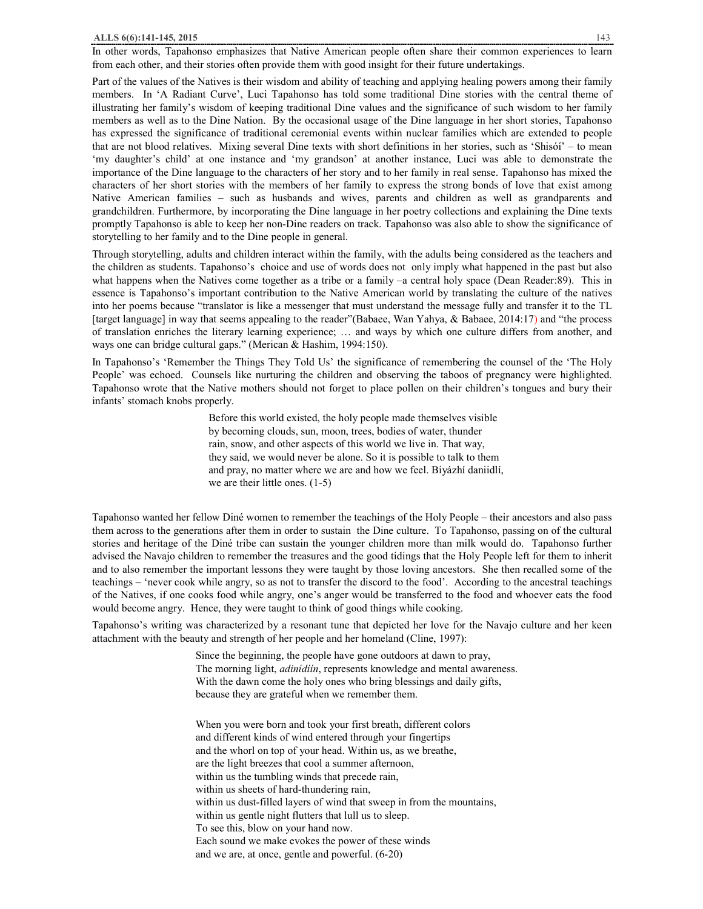In other words, Tapahonso emphasizes that Native American people often share their common experiences to learn from each other, and their stories often provide them with good insight for their future undertakings.

Part of the values of the Natives is their wisdom and ability of teaching and applying healing powers among their family members. In 'A Radiant Curve', Luci Tapahonso has told some traditional Dine stories with the central theme of illustrating her family's wisdom of keeping traditional Dine values and the significance of such wisdom to her family members as well as to the Dine Nation. By the occasional usage of the Dine language in her short stories, Tapahonso has expressed the significance of traditional ceremonial events within nuclear families which are extended to people that are not blood relatives. Mixing several Dine texts with short definitions in her stories, such as 'Shisóí' – to mean 'my daughter's child' at one instance and 'my grandson' at another instance, Luci was able to demonstrate the importance of the Dine language to the characters of her story and to her family in real sense. Tapahonso has mixed the characters of her short stories with the members of her family to express the strong bonds of love that exist among Native American families – such as husbands and wives, parents and children as well as grandparents and grandchildren. Furthermore, by incorporating the Dine language in her poetry collections and explaining the Dine texts promptly Tapahonso is able to keep her non-Dine readers on track. Tapahonso was also able to show the significance of storytelling to her family and to the Dine people in general.

Through storytelling, adults and children interact within the family, with the adults being considered as the teachers and the children as students. Tapahonso's choice and use of words does not only imply what happened in the past but also what happens when the Natives come together as a tribe or a family –a central holy space (Dean Reader:89). This in essence is Tapahonso's important contribution to the Native American world by translating the culture of the natives into her poems because "translator is like a messenger that must understand the message fully and transfer it to the TL [target language] in way that seems appealing to the reader"(Babaee, Wan Yahya, & Babaee, 2014:17) and "the process of translation enriches the literary learning experience; … and ways by which one culture differs from another, and ways one can bridge cultural gaps." (Merican & Hashim, 1994:150).

In Tapahonso's 'Remember the Things They Told Us' the significance of remembering the counsel of the 'The Holy People' was echoed. Counsels like nurturing the children and observing the taboos of pregnancy were highlighted. Tapahonso wrote that the Native mothers should not forget to place pollen on their children's tongues and bury their infants' stomach knobs properly.

> Before this world existed, the holy people made themselves visible
> by becoming clouds, sun, moon, trees, bodies of water, thunder
> rain, snow, and other aspects of this world we live in. That way,
> they said, we would never be alone. So it is possible to talk to them
> and pray, no matter where we are and how we feel. Biyázhí daniidlí,
> we are their little ones. (1-5)

Tapahonso wanted her fellow Diné women to remember the teachings of the Holy People – their ancestors and also pass them across to the generations after them in order to sustain the Dine culture. To Tapahonso, passing on of the cultural stories and heritage of the Diné tribe can sustain the younger children more than milk would do. Tapahonso further advised the Navajo children to remember the treasures and the good tidings that the Holy People left for them to inherit and to also remember the important lessons they were taught by those loving ancestors. She then recalled some of the teachings – 'never cook while angry, so as not to transfer the discord to the food'. According to the ancestral teachings of the Natives, if one cooks food while angry, one's anger would be transferred to the food and whoever eats the food would become angry. Hence, they were taught to think of good things while cooking.

Tapahonso's writing was characterized by a resonant tune that depicted her love for the Navajo culture and her keen attachment with the beauty and strength of her people and her homeland (Cline, 1997):

> Since the beginning, the people have gone outdoors at dawn to pray,
> The morning light, *adinídíín*, represents knowledge and mental awareness.
> With the dawn come the holy ones who bring blessings and daily gifts,
> because they are grateful when we remember them.
>
> When you were born and took your first breath, different colors
> and different kinds of wind entered through your fingertips
> and the whorl on top of your head. Within us, as we breathe,
> are the light breezes that cool a summer afternoon,
> within us the tumbling winds that precede rain,
> within us sheets of hard-thundering rain,
> within us dust-filled layers of wind that sweep in from the mountains,
> within us gentle night flutters that lull us to sleep.
> To see this, blow on your hand now.
> Each sound we make evokes the power of these winds
> and we are, at once, gentle and powerful. (6-20)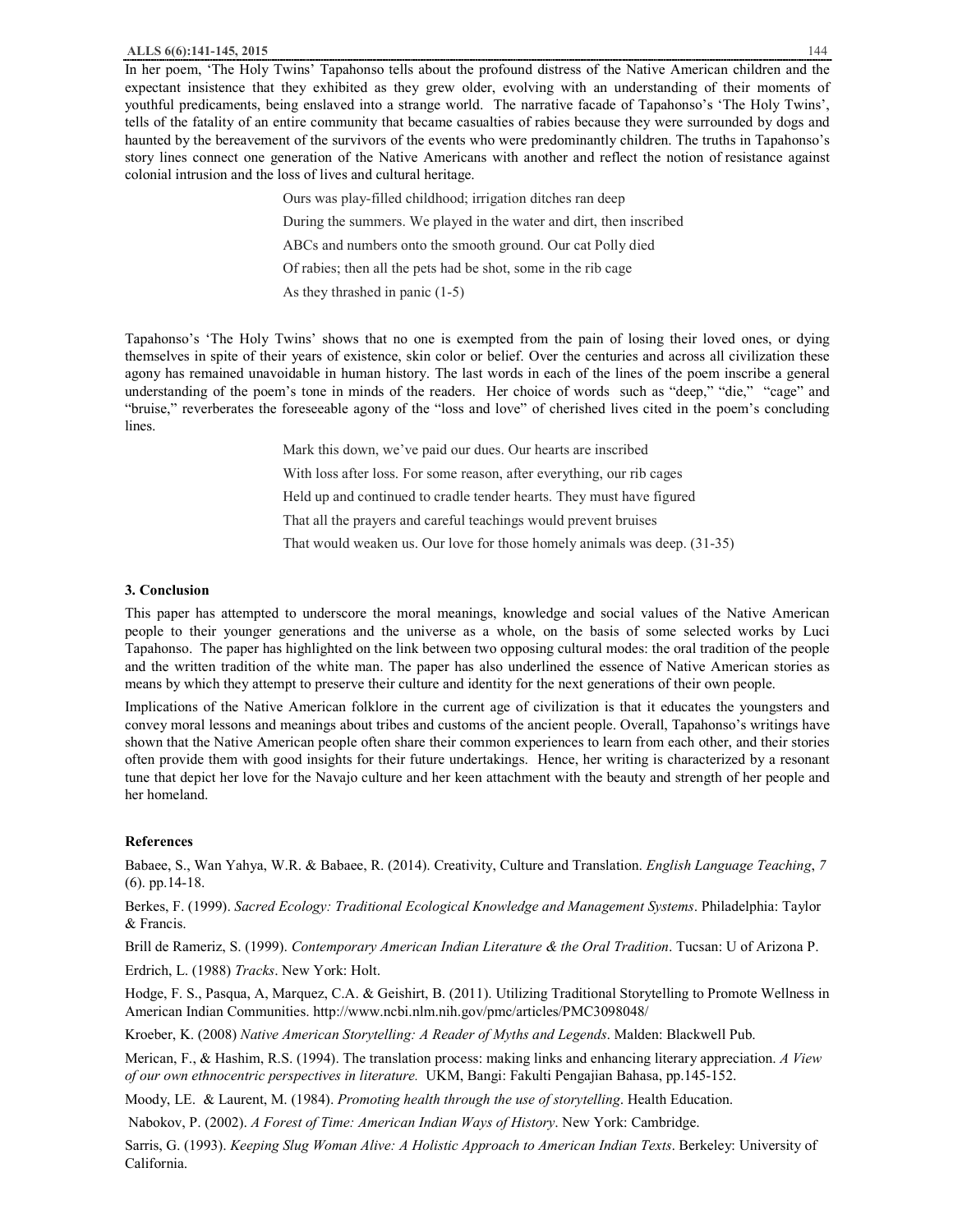In her poem, 'The Holy Twins' Tapahonso tells about the profound distress of the Native American children and the expectant insistence that they exhibited as they grew older, evolving with an understanding of their moments of youthful predicaments, being enslaved into a strange world. The narrative facade of Tapahonso's 'The Holy Twins', tells of the fatality of an entire community that became casualties of rabies because they were surrounded by dogs and haunted by the bereavement of the survivors of the events who were predominantly children. The truths in Tapahonso's story lines connect one generation of the Native Americans with another and reflect the notion of resistance against colonial intrusion and the loss of lives and cultural heritage.

> Ours was play-filled childhood; irrigation ditches ran deep
>
> During the summers. We played in the water and dirt, then inscribed
>
> ABCs and numbers onto the smooth ground. Our cat Polly died
>
> Of rabies; then all the pets had be shot, some in the rib cage
>
> As they thrashed in panic (1-5)

Tapahonso's 'The Holy Twins' shows that no one is exempted from the pain of losing their loved ones, or dying themselves in spite of their years of existence, skin color or belief. Over the centuries and across all civilization these agony has remained unavoidable in human history. The last words in each of the lines of the poem inscribe a general understanding of the poem's tone in minds of the readers. Her choice of words such as "deep," "die," "cage" and "bruise," reverberates the foreseeable agony of the "loss and love" of cherished lives cited in the poem's concluding lines.

> Mark this down, we've paid our dues. Our hearts are inscribed
>
> With loss after loss. For some reason, after everything, our rib cages
>
> Held up and continued to cradle tender hearts. They must have figured
>
> That all the prayers and careful teachings would prevent bruises
>
> That would weaken us. Our love for those homely animals was deep. (31-35)

### 3. Conclusion

This paper has attempted to underscore the moral meanings, knowledge and social values of the Native American people to their younger generations and the universe as a whole, on the basis of some selected works by Luci Tapahonso. The paper has highlighted on the link between two opposing cultural modes: the oral tradition of the people and the written tradition of the white man. The paper has also underlined the essence of Native American stories as means by which they attempt to preserve their culture and identity for the next generations of their own people.

Implications of the Native American folklore in the current age of civilization is that it educates the youngsters and convey moral lessons and meanings about tribes and customs of the ancient people. Overall, Tapahonso's writings have shown that the Native American people often share their common experiences to learn from each other, and their stories often provide them with good insights for their future undertakings. Hence, her writing is characterized by a resonant tune that depict her love for the Navajo culture and her keen attachment with the beauty and strength of her people and her homeland.

### References

Babaee, S., Wan Yahya, W.R. & Babaee, R. (2014). Creativity, Culture and Translation. *English Language Teaching*, *7* (6). pp.14-18.

Berkes, F. (1999). *Sacred Ecology: Traditional Ecological Knowledge and Management Systems*. Philadelphia: Taylor & Francis.

Brill de Rameriz, S. (1999). *Contemporary American Indian Literature & the Oral Tradition*. Tucsan: U of Arizona P.

Erdrich, L. (1988) *Tracks*. New York: Holt.

Hodge, F. S., Pasqua, A, Marquez, C.A. & Geishirt, B. (2011). Utilizing Traditional Storytelling to Promote Wellness in American Indian Communities. http://www.ncbi.nlm.nih.gov/pmc/articles/PMC3098048/

Kroeber, K. (2008) *Native American Storytelling: A Reader of Myths and Legends*. Malden: Blackwell Pub.

Merican, F., & Hashim, R.S. (1994). The translation process: making links and enhancing literary appreciation. *A View of our own ethnocentric perspectives in literature.* UKM, Bangi: Fakulti Pengajian Bahasa, pp.145-152.

Moody, LE. & Laurent, M. (1984). *Promoting health through the use of storytelling*. Health Education.

Nabokov, P. (2002). *A Forest of Time: American Indian Ways of History*. New York: Cambridge.

Sarris, G. (1993). *Keeping Slug Woman Alive: A Holistic Approach to American Indian Texts*. Berkeley: University of California.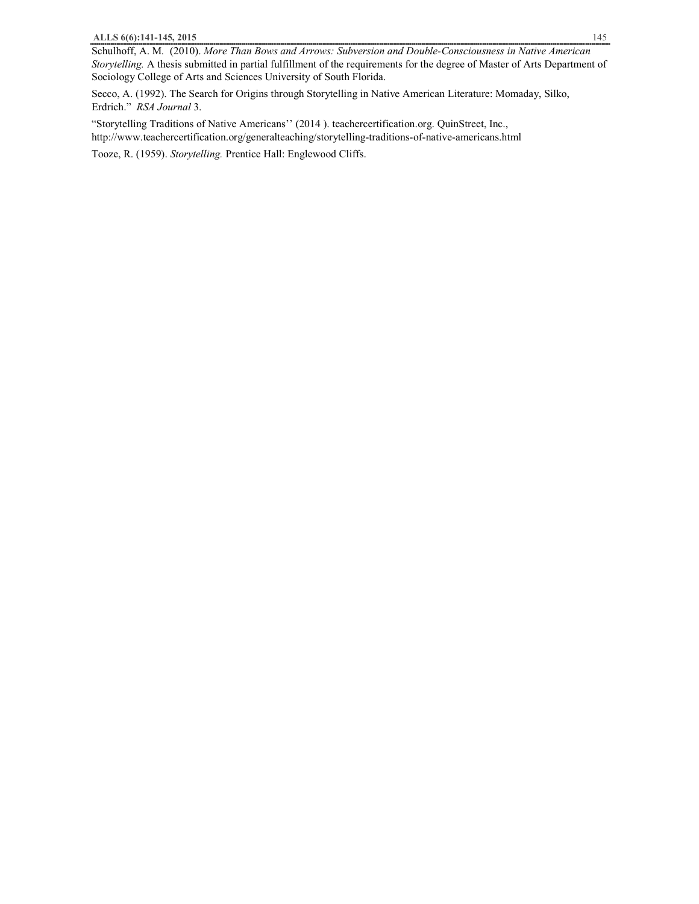Schulhoff, A. M. (2010). *More Than Bows and Arrows: Subversion and Double-Consciousness in Native American Storytelling.* A thesis submitted in partial fulfillment of the requirements for the degree of Master of Arts Department of Sociology College of Arts and Sciences University of South Florida.

Secco, A. (1992). The Search for Origins through Storytelling in Native American Literature: Momaday, Silko, Erdrich." *RSA Journal* 3.

"Storytelling Traditions of Native Americans'' (2014 ). teachercertification.org. QuinStreet, Inc., http://www.teachercertification.org/generalteaching/storytelling-traditions-of-native-americans.html

Tooze, R. (1959). *Storytelling.* Prentice Hall: Englewood Cliffs.